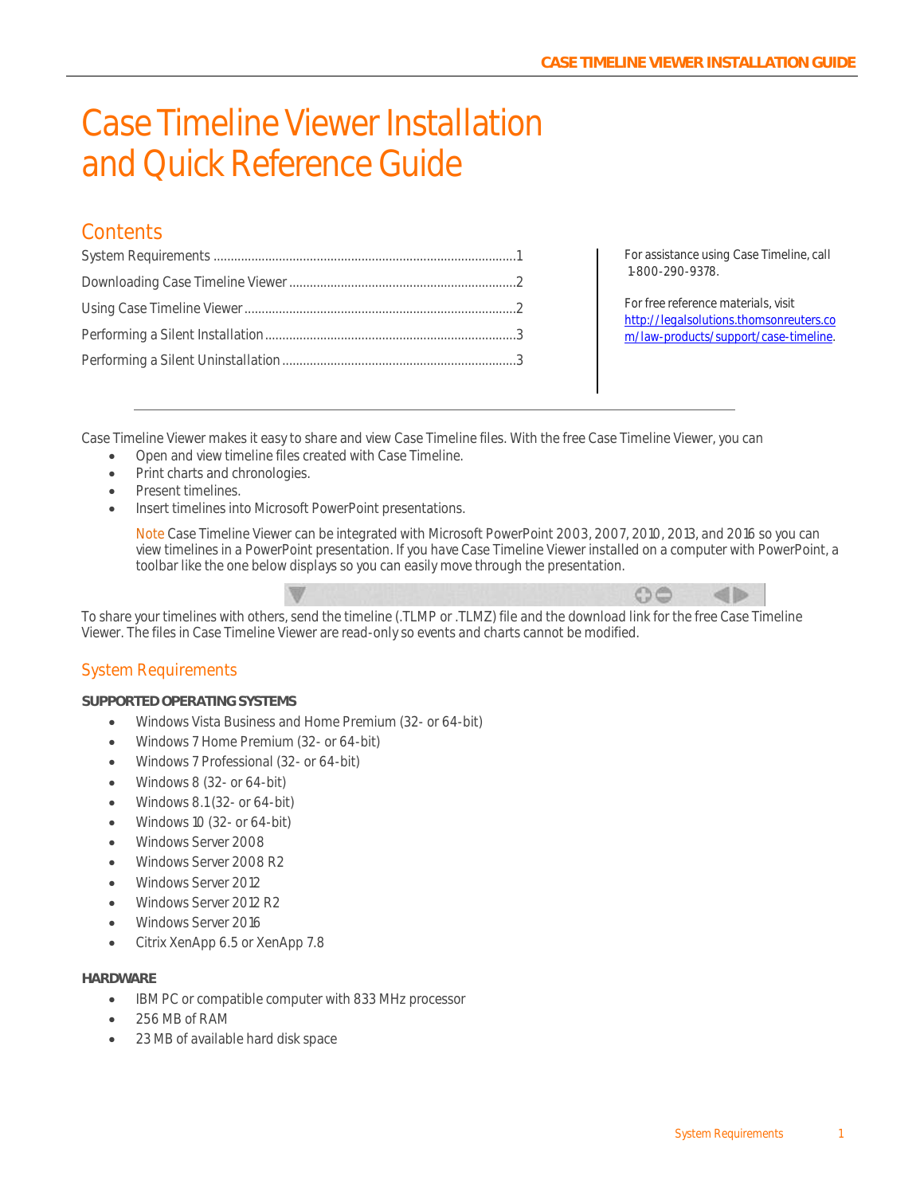# Case Timeline Viewer Installation and Quick Reference Guide

## Contents

System Requirements ....................................................................................1
Downloading Case Timeline Viewer .................................................................2
Using Case Timeline Viewer ..............................................................................2
Performing a Silent Installation ........................................................................3
Performing a Silent Uninstallation ...................................................................3

For assistance using Case Timeline, call 1-800-290-9378.

For free reference materials, visit http://legalsolutions.thomsonreuters.com/law-products/support/case-timeline.

---

Case Timeline Viewer makes it easy to share and view Case Timeline files. With the free Case Timeline Viewer, you can

- Open and view timeline files created with Case Timeline.
- Print charts and chronologies.
- Present timelines.
- Insert timelines into Microsoft PowerPoint presentations.

  Note Case Timeline Viewer can be integrated with Microsoft PowerPoint 2003, 2007, 2010, 2013, and 2016 so you can view timelines in a PowerPoint presentation. If you have Case Timeline Viewer installed on a computer with PowerPoint, a toolbar like the one below displays so you can easily move through the presentation.

To share your timelines with others, send the timeline (.TLMP or .TLMZ) file and the download link for the free Case Timeline Viewer. The files in Case Timeline Viewer are read-only so events and charts cannot be modified.

## System Requirements

**SUPPORTED OPERATING SYSTEMS**

- Windows Vista Business and Home Premium (32- or 64-bit)
- Windows 7 Home Premium (32- or 64-bit)
- Windows 7 Professional (32- or 64-bit)
- Windows 8 (32- or 64-bit)
- Windows 8.1 (32- or 64-bit)
- Windows 10 (32- or 64-bit)
- Windows Server 2008
- Windows Server 2008 R2
- Windows Server 2012
- Windows Server 2012 R2
- Windows Server 2016
- Citrix XenApp 6.5 or XenApp 7.8

**HARDWARE**

- IBM PC or compatible computer with 833 MHz processor
- 256 MB of RAM
- 23 MB of available hard disk space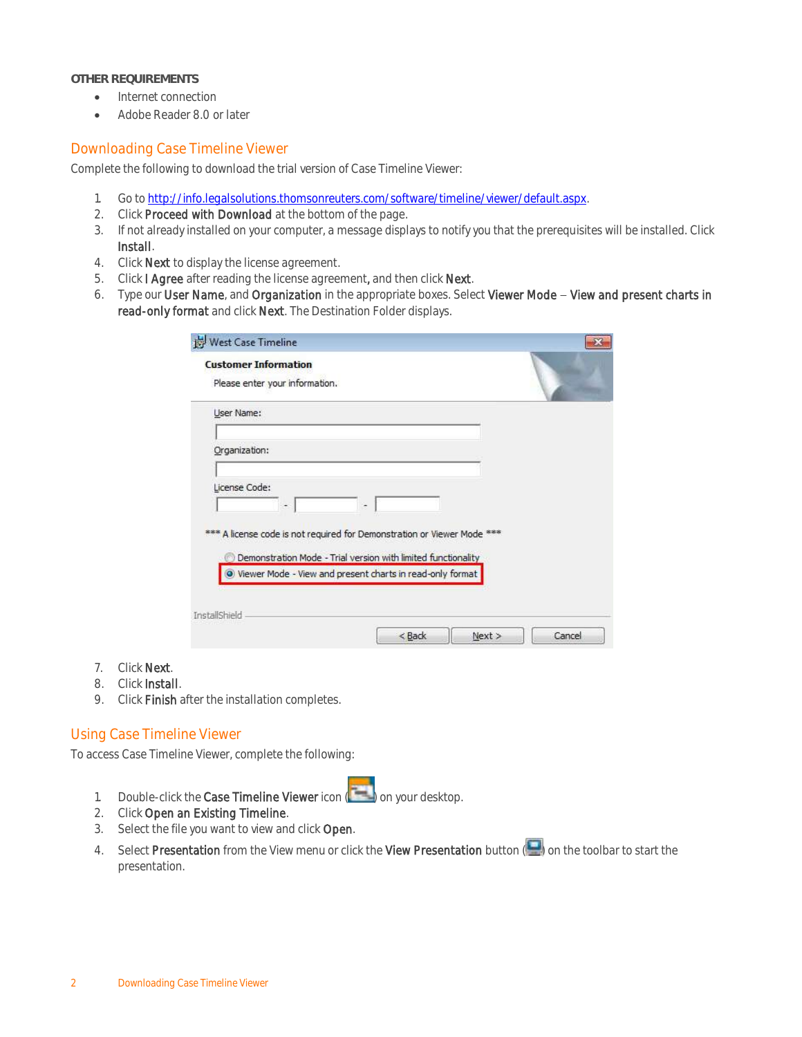**OTHER REQUIREMENTS**

- Internet connection
- Adobe Reader 8.0 or later

## Downloading Case Timeline Viewer

Complete the following to download the trial version of Case Timeline Viewer:

1. Go to [http://info.legalsolutions.thomsonreuters.com/software/timeline/viewer/default.aspx](http://info.legalsolutions.thomsonreuters.com/software/timeline/viewer/default.aspx).
2. Click **Proceed with Download** at the bottom of the page.
3. If not already installed on your computer, a message displays to notify you that the prerequisites will be installed. Click **Install**.
4. Click **Next** to display the license agreement.
5. Click **I Agree** after reading the license agreement, and then click **Next**.
6. Type our **User Name**, and **Organization** in the appropriate boxes. Select **Viewer Mode** – **View and present charts in read-only format** and click **Next**. The Destination Folder displays.
7. Click **Next**.
8. Click **Install**.
9. Click **Finish** after the installation completes.

## Using Case Timeline Viewer

To access Case Timeline Viewer, complete the following:

1. Double-click the **Case Timeline Viewer** icon ( ) on your desktop.
2. Click **Open an Existing Timeline**.
3. Select the file you want to view and click **Open**.
4. Select **Presentation** from the View menu or click the **View Presentation** button ( ) on the toolbar to start the presentation.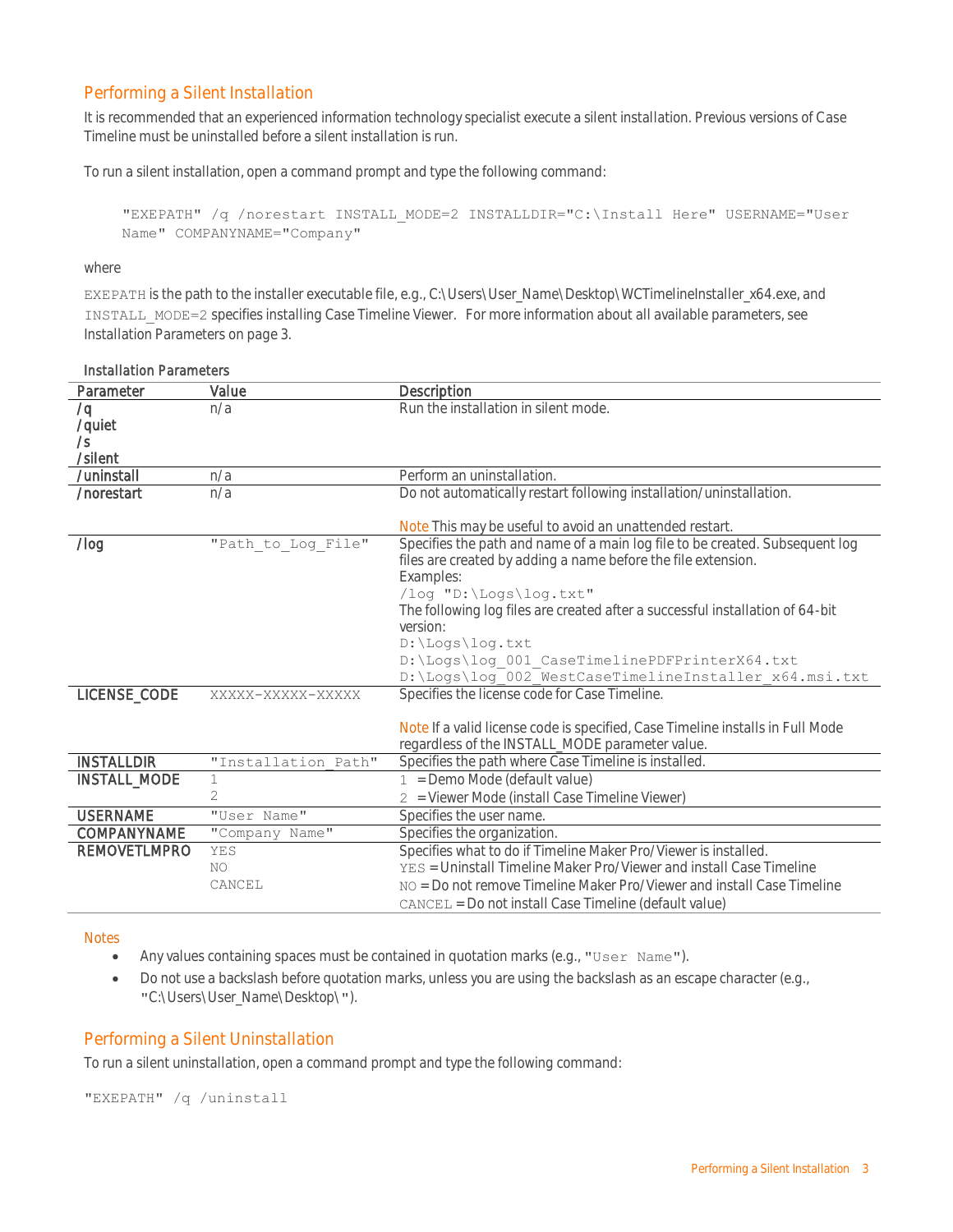## Performing a Silent Installation

It is recommended that an experienced information technology specialist execute a silent installation. Previous versions of Case Timeline must be uninstalled before a silent installation is run.

To run a silent installation, open a command prompt and type the following command:

```
"EXEPATH" /q /norestart INSTALL_MODE=2 INSTALLDIR="C:\Install Here" USERNAME="User Name" COMPANYNAME="Company"
```

where

`EXEPATH` is the path to the installer executable file, e.g., C:\Users\User_Name\Desktop\WCTimelineInstaller_x64.exe, and `INSTALL_MODE=2` specifies installing Case Timeline Viewer. For more information about all available parameters, see Installation Parameters on page 3.

**Installation Parameters**

| Parameter | Value | Description |
|---|---|---|
| /q<br>/quiet<br>/s<br>/silent | n/a | Run the installation in silent mode. |
| /uninstall | n/a | Perform an uninstallation. |
| /norestart | n/a | Do not automatically restart following installation/uninstallation.<br><br>Note This may be useful to avoid an unattended restart. |
| /log | `"Path_to_Log_File"` | Specifies the path and name of a main log file to be created. Subsequent log files are created by adding a name before the file extension.<br>Examples:<br>`/log "D:\Logs\log.txt"`<br>The following log files are created after a successful installation of 64-bit version:<br>`D:\Logs\log.txt`<br>`D:\Logs\log_001_CaseTimelinePDFPrinterX64.txt`<br>`D:\Logs\log_002_WestCaseTimelineInstaller_x64.msi.txt` |
| LICENSE_CODE | `XXXXX-XXXXX-XXXXX` | Specifies the license code for Case Timeline.<br><br>Note If a valid license code is specified, Case Timeline installs in Full Mode regardless of the INSTALL_MODE parameter value. |
| INSTALLDIR | `"Installation_Path"` | Specifies the path where Case Timeline is installed. |
| INSTALL_MODE | `1`<br>`2` | `1` = Demo Mode (default value)<br>`2` = Viewer Mode (install Case Timeline Viewer) |
| USERNAME | `"User Name"` | Specifies the user name. |
| COMPANYNAME | `"Company Name"` | Specifies the organization. |
| REMOVETLMPRO | `YES`<br>`NO`<br>`CANCEL` | Specifies what to do if Timeline Maker Pro/Viewer is installed.<br>`YES` = Uninstall Timeline Maker Pro/Viewer and install Case Timeline<br>`NO` = Do not remove Timeline Maker Pro/Viewer and install Case Timeline<br>`CANCEL` = Do not install Case Timeline (default value) |

**Notes**

- Any values containing spaces must be contained in quotation marks (e.g., `"User Name"`).
- Do not use a backslash before quotation marks, unless you are using the backslash as an escape character (e.g., "C:\Users\User_Name\Desktop\").

## Performing a Silent Uninstallation

To run a silent uninstallation, open a command prompt and type the following command:

```
"EXEPATH" /q /uninstall
```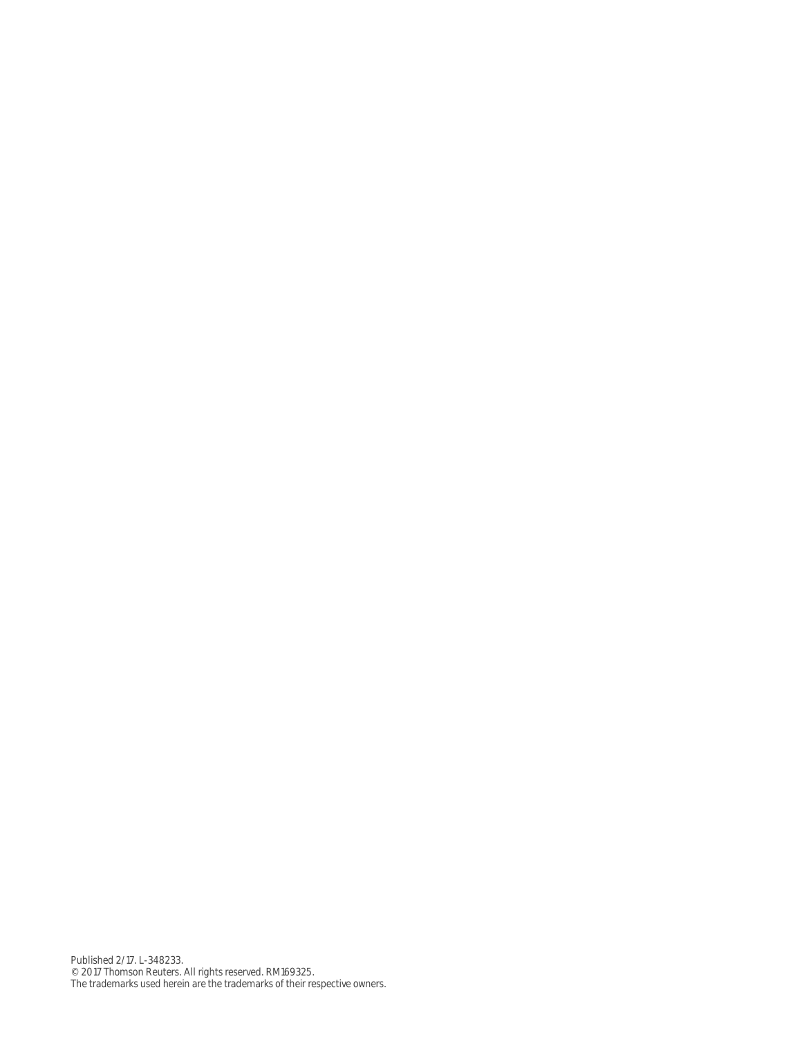Published 2/17. L-348233.
© 2017 Thomson Reuters. All rights reserved. RM169325.
The trademarks used herein are the trademarks of their respective owners.